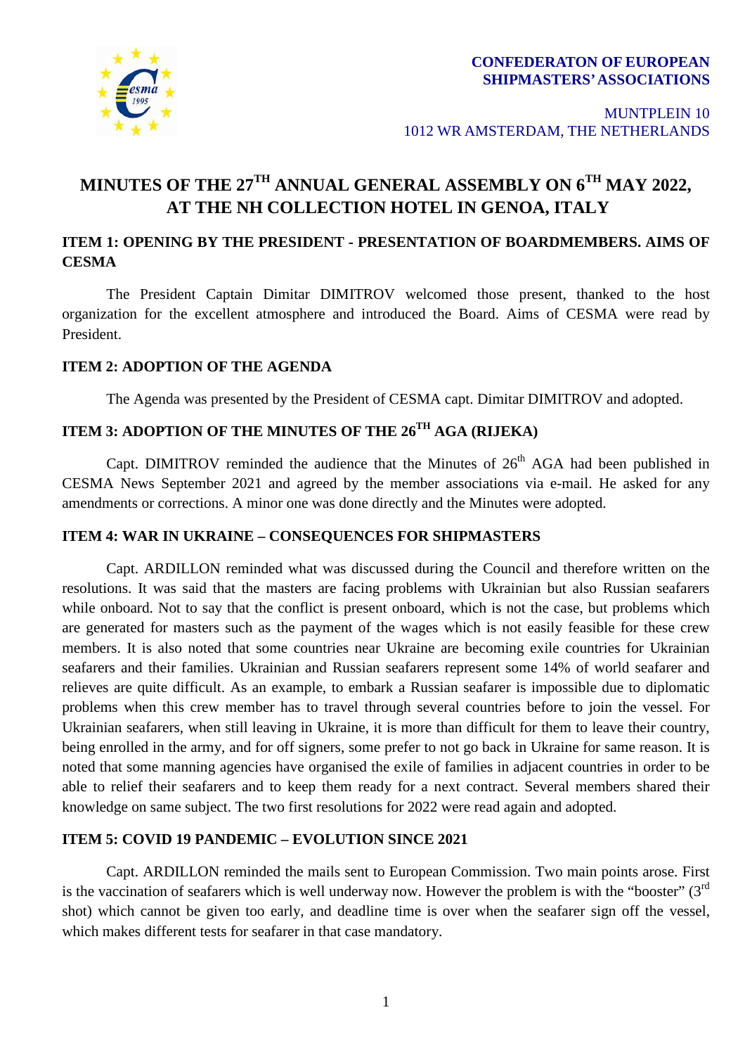**CONFEDERATON OF EUROPEAN SHIPMASTERS' ASSOCIATIONS**

MUNTPLEIN 10
1012 WR AMSTERDAM, THE NETHERLANDS

# MINUTES OF THE 27TH ANNUAL GENERAL ASSEMBLY ON 6TH MAY 2022, AT THE NH COLLECTION HOTEL IN GENOA, ITALY

## ITEM 1: OPENING BY THE PRESIDENT - PRESENTATION OF BOARDMEMBERS. AIMS OF CESMA

The President Captain Dimitar DIMITROV welcomed those present, thanked to the host organization for the excellent atmosphere and introduced the Board. Aims of CESMA were read by President.

## ITEM 2: ADOPTION OF THE AGENDA

The Agenda was presented by the President of CESMA capt. Dimitar DIMITROV and adopted.

## ITEM 3: ADOPTION OF THE MINUTES OF THE 26TH AGA (RIJEKA)

Capt. DIMITROV reminded the audience that the Minutes of 26th AGA had been published in CESMA News September 2021 and agreed by the member associations via e-mail. He asked for any amendments or corrections. A minor one was done directly and the Minutes were adopted.

## ITEM 4: WAR IN UKRAINE – CONSEQUENCES FOR SHIPMASTERS

Capt. ARDILLON reminded what was discussed during the Council and therefore written on the resolutions. It was said that the masters are facing problems with Ukrainian but also Russian seafarers while onboard. Not to say that the conflict is present onboard, which is not the case, but problems which are generated for masters such as the payment of the wages which is not easily feasible for these crew members. It is also noted that some countries near Ukraine are becoming exile countries for Ukrainian seafarers and their families. Ukrainian and Russian seafarers represent some 14% of world seafarer and relieves are quite difficult. As an example, to embark a Russian seafarer is impossible due to diplomatic problems when this crew member has to travel through several countries before to join the vessel. For Ukrainian seafarers, when still leaving in Ukraine, it is more than difficult for them to leave their country, being enrolled in the army, and for off signers, some prefer to not go back in Ukraine for same reason. It is noted that some manning agencies have organised the exile of families in adjacent countries in order to be able to relief their seafarers and to keep them ready for a next contract. Several members shared their knowledge on same subject. The two first resolutions for 2022 were read again and adopted.

## ITEM 5: COVID 19 PANDEMIC – EVOLUTION SINCE 2021

Capt. ARDILLON reminded the mails sent to European Commission. Two main points arose. First is the vaccination of seafarers which is well underway now. However the problem is with the "booster" (3rd shot) which cannot be given too early, and deadline time is over when the seafarer sign off the vessel, which makes different tests for seafarer in that case mandatory.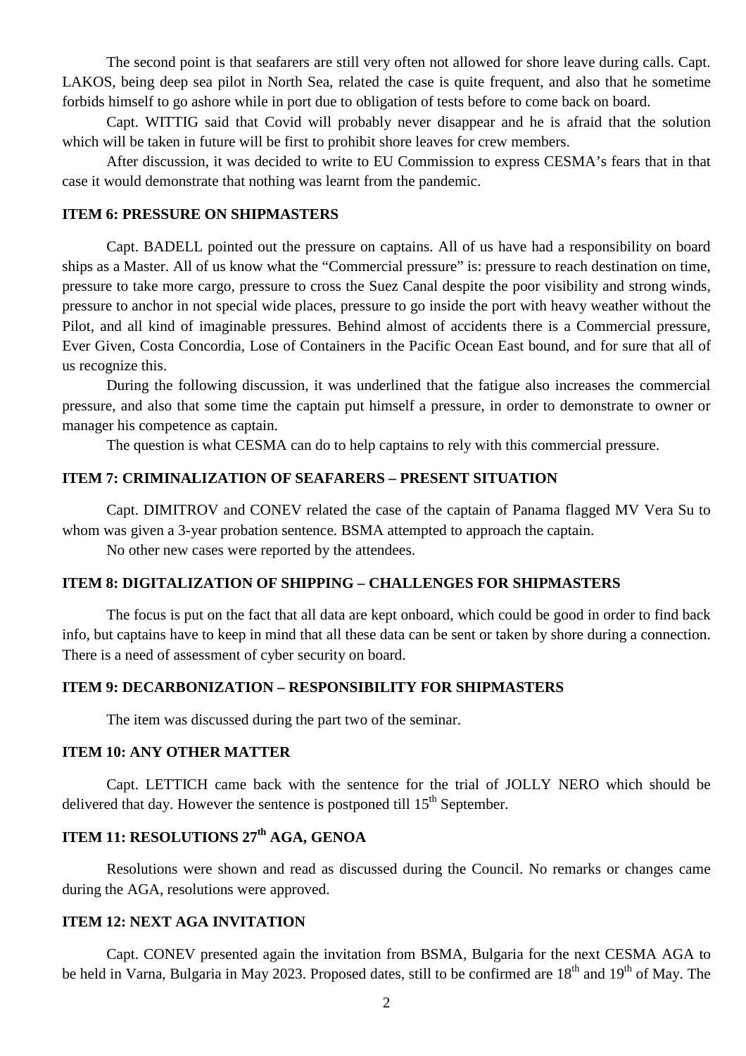The second point is that seafarers are still very often not allowed for shore leave during calls. Capt. LAKOS, being deep sea pilot in North Sea, related the case is quite frequent, and also that he sometime forbids himself to go ashore while in port due to obligation of tests before to come back on board.

Capt. WITTIG said that Covid will probably never disappear and he is afraid that the solution which will be taken in future will be first to prohibit shore leaves for crew members.

After discussion, it was decided to write to EU Commission to express CESMA's fears that in that case it would demonstrate that nothing was learnt from the pandemic.

#### ITEM 6: PRESSURE ON SHIPMASTERS

Capt. BADELL pointed out the pressure on captains. All of us have had a responsibility on board ships as a Master. All of us know what the "Commercial pressure" is: pressure to reach destination on time, pressure to take more cargo, pressure to cross the Suez Canal despite the poor visibility and strong winds, pressure to anchor in not special wide places, pressure to go inside the port with heavy weather without the Pilot, and all kind of imaginable pressures. Behind almost of accidents there is a Commercial pressure, Ever Given, Costa Concordia, Lose of Containers in the Pacific Ocean East bound, and for sure that all of us recognize this.

During the following discussion, it was underlined that the fatigue also increases the commercial pressure, and also that some time the captain put himself a pressure, in order to demonstrate to owner or manager his competence as captain.

The question is what CESMA can do to help captains to rely with this commercial pressure.

#### ITEM 7: CRIMINALIZATION OF SEAFARERS – PRESENT SITUATION

Capt. DIMITROV and CONEV related the case of the captain of Panama flagged MV Vera Su to whom was given a 3-year probation sentence. BSMA attempted to approach the captain.

No other new cases were reported by the attendees.

#### ITEM 8: DIGITALIZATION OF SHIPPING – CHALLENGES FOR SHIPMASTERS

The focus is put on the fact that all data are kept onboard, which could be good in order to find back info, but captains have to keep in mind that all these data can be sent or taken by shore during a connection. There is a need of assessment of cyber security on board.

#### ITEM 9: DECARBONIZATION – RESPONSIBILITY FOR SHIPMASTERS

The item was discussed during the part two of the seminar.

#### ITEM 10: ANY OTHER MATTER

Capt. LETTICH came back with the sentence for the trial of JOLLY NERO which should be delivered that day. However the sentence is postponed till 15th September.

#### ITEM 11: RESOLUTIONS 27th AGA, GENOA

Resolutions were shown and read as discussed during the Council. No remarks or changes came during the AGA, resolutions were approved.

#### ITEM 12: NEXT AGA INVITATION

Capt. CONEV presented again the invitation from BSMA, Bulgaria for the next CESMA AGA to be held in Varna, Bulgaria in May 2023. Proposed dates, still to be confirmed are 18th and 19th of May. The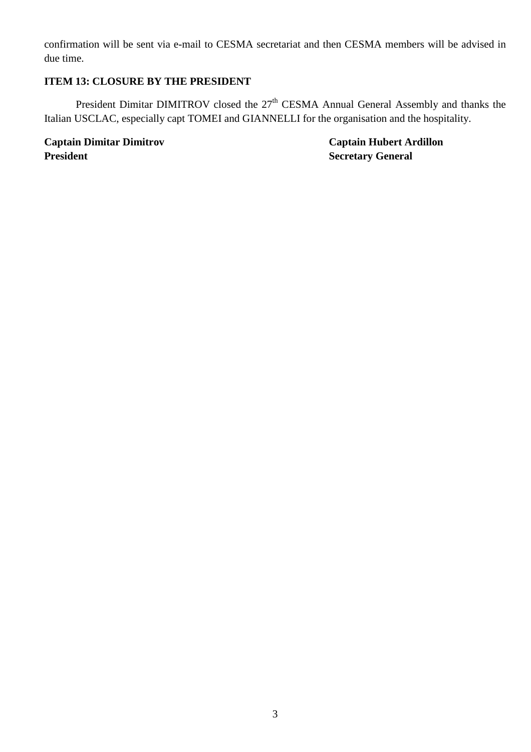confirmation will be sent via e-mail to CESMA secretariat and then CESMA members will be advised in due time.

### ITEM 13: CLOSURE BY THE PRESIDENT

President Dimitar DIMITROV closed the 27th CESMA Annual General Assembly and thanks the Italian USCLAC, especially capt TOMEI and GIANNELLI for the organisation and the hospitality.

**Captain Dimitar Dimitrov**
**President**

**Captain Hubert Ardillon**
**Secretary General**